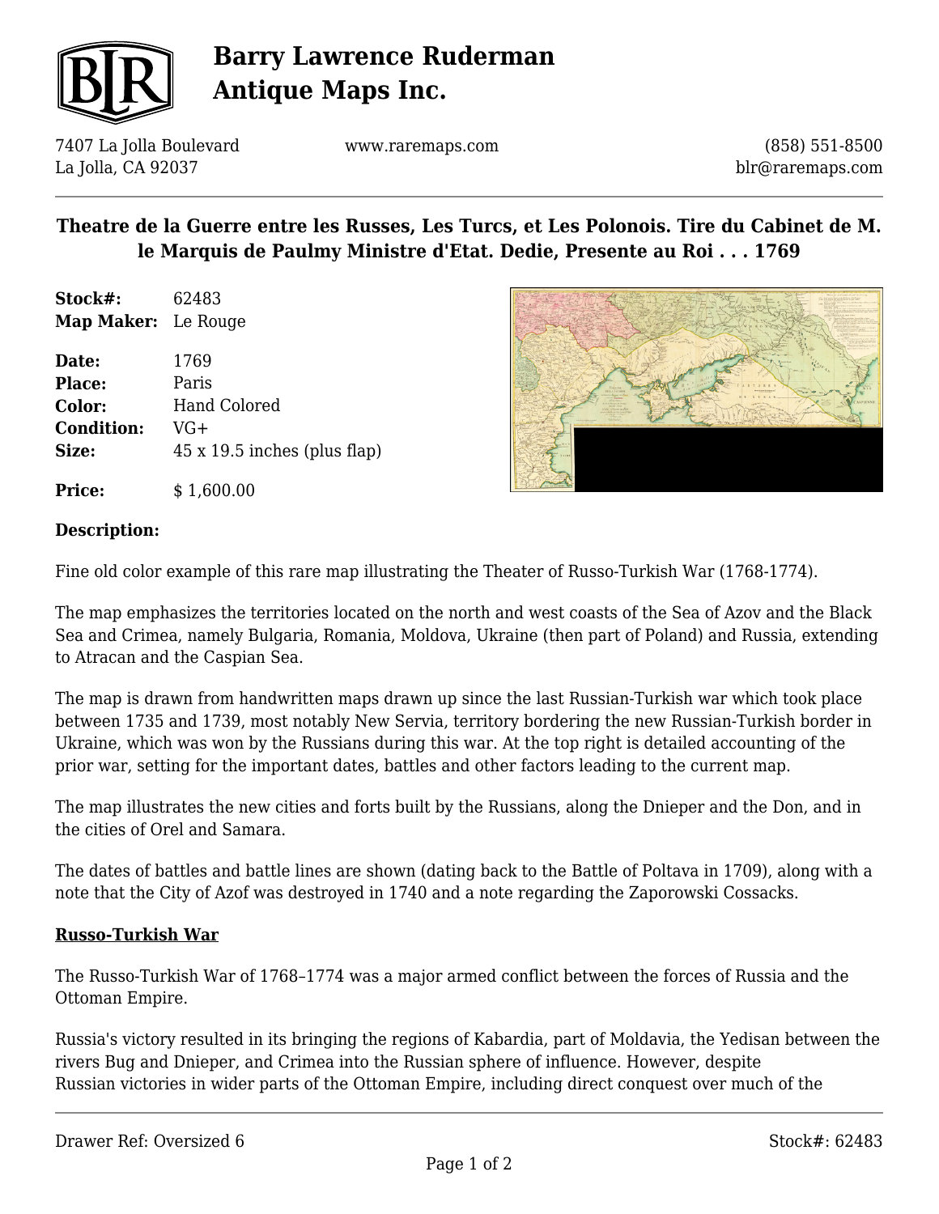# Barry Lawrence Ruderman Antique Maps Inc.

7407 La Jolla Boulevard
La Jolla, CA 92037

www.raremaps.com

(858) 551-8500
blr@raremaps.com

## Theatre de la Guerre entre les Russes, Les Turcs, et Les Polonois. Tire du Cabinet de M. le Marquis de Paulmy Ministre d'Etat. Dedie, Presente au Roi . . . 1769

**Stock#:** 62483
**Map Maker:** Le Rouge

**Date:** 1769
**Place:** Paris
**Color:** Hand Colored
**Condition:** VG+
**Size:** 45 x 19.5 inches (plus flap)

**Price:** $ 1,600.00

### Description:

Fine old color example of this rare map illustrating the Theater of Russo-Turkish War (1768-1774).

The map emphasizes the territories located on the north and west coasts of the Sea of Azov and the Black Sea and Crimea, namely Bulgaria, Romania, Moldova, Ukraine (then part of Poland) and Russia, extending to Atracan and the Caspian Sea.

The map is drawn from handwritten maps drawn up since the last Russian-Turkish war which took place between 1735 and 1739, most notably New Servia, territory bordering the new Russian-Turkish border in Ukraine, which was won by the Russians during this war. At the top right is detailed accounting of the prior war, setting for the important dates, battles and other factors leading to the current map.

The map illustrates the new cities and forts built by the Russians, along the Dnieper and the Don, and in the cities of Orel and Samara.

The dates of battles and battle lines are shown (dating back to the Battle of Poltava in 1709), along with a note that the City of Azof was destroyed in 1740 and a note regarding the Zaporowski Cossacks.

#### Russo-Turkish War

The Russo-Turkish War of 1768–1774 was a major armed conflict between the forces of Russia and the Ottoman Empire.

Russia's victory resulted in its bringing the regions of Kabardia, part of Moldavia, the Yedisan between the rivers Bug and Dnieper, and Crimea into the Russian sphere of influence. However, despite Russian victories in wider parts of the Ottoman Empire, including direct conquest over much of the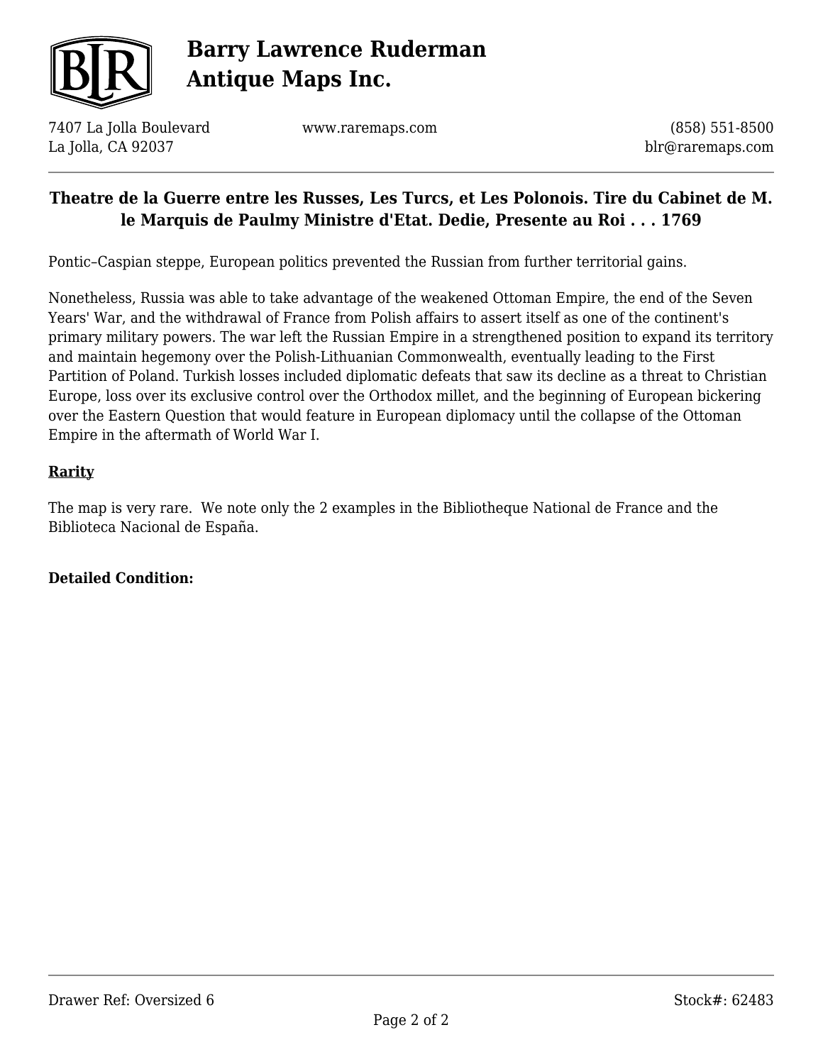Pontic–Caspian steppe, European politics prevented the Russian from further territorial gains.

Nonetheless, Russia was able to take advantage of the weakened Ottoman Empire, the end of the Seven Years' War, and the withdrawal of France from Polish affairs to assert itself as one of the continent's primary military powers. The war left the Russian Empire in a strengthened position to expand its territory and maintain hegemony over the Polish-Lithuanian Commonwealth, eventually leading to the First Partition of Poland. Turkish losses included diplomatic defeats that saw its decline as a threat to Christian Europe, loss over its exclusive control over the Orthodox millet, and the beginning of European bickering over the Eastern Question that would feature in European diplomacy until the collapse of the Ottoman Empire in the aftermath of World War I.

## Rarity

The map is very rare. We note only the 2 examples in the Bibliotheque National de France and the Biblioteca Nacional de España.

**Detailed Condition:**